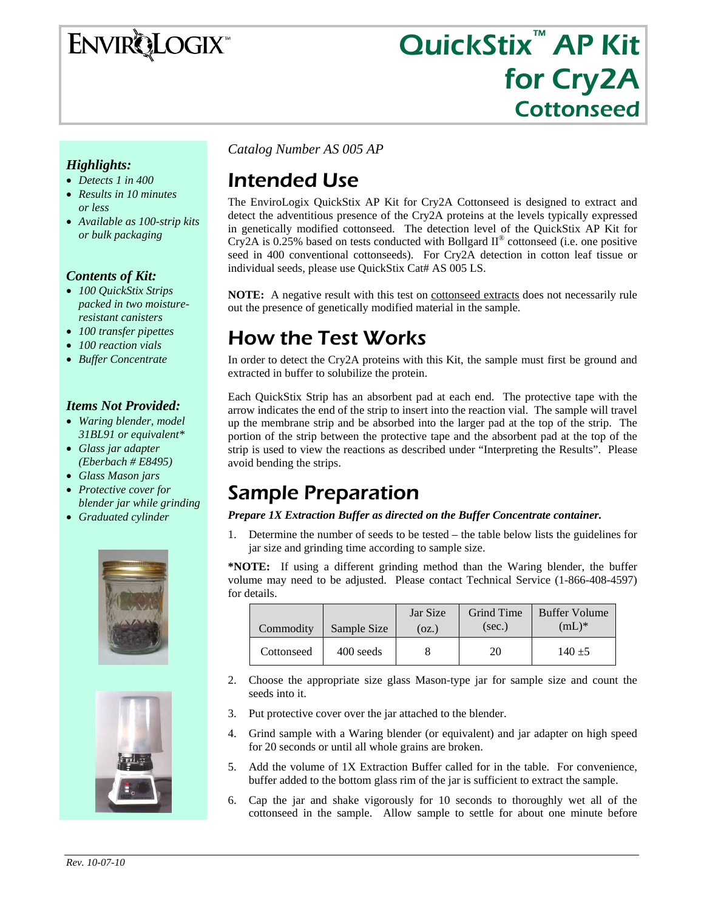# QuickStix™ AP Kit for Cry2A Cottonseed

ENVIROLOGIX™

### *Highlights:*

- *Detects 1 in 400*
- *Results in 10 minutes or less*
- *Available as 100-strip kits or bulk packaging*

### *Contents of Kit:*

- *100 QuickStix Strips packed in two moisture-resistant canisters*
- *100 transfer pipettes*
- *100 reaction vials*
- *Buffer Concentrate*

### *Items Not Provided:*

- *Waring blender, model 31BL91 or equivalent**
- *Glass jar adapter (Eberbach # E8495)*
- *Glass Mason jars*
- *Protective cover for blender jar while grinding*
- *Graduated cylinder*

*Catalog Number AS 005 AP*

## Intended Use

The EnviroLogix QuickStix AP Kit for Cry2A Cottonseed is designed to extract and detect the adventitious presence of the Cry2A proteins at the levels typically expressed in genetically modified cottonseed. The detection level of the QuickStix AP Kit for Cry2A is 0.25% based on tests conducted with Bollgard II® cottonseed (i.e. one positive seed in 400 conventional cottonseeds). For Cry2A detection in cotton leaf tissue or individual seeds, please use QuickStix Cat# AS 005 LS.

**NOTE:** A negative result with this test on cottonseed extracts does not necessarily rule out the presence of genetically modified material in the sample.

## How the Test Works

In order to detect the Cry2A proteins with this Kit, the sample must first be ground and extracted in buffer to solubilize the protein.

Each QuickStix Strip has an absorbent pad at each end. The protective tape with the arrow indicates the end of the strip to insert into the reaction vial. The sample will travel up the membrane strip and be absorbed into the larger pad at the top of the strip. The portion of the strip between the protective tape and the absorbent pad at the top of the strip is used to view the reactions as described under "Interpreting the Results". Please avoid bending the strips.

## Sample Preparation

***Prepare 1X Extraction Buffer as directed on the Buffer Concentrate container.***

1. Determine the number of seeds to be tested – the table below lists the guidelines for jar size and grinding time according to sample size.

***NOTE:** If using a different grinding method than the Waring blender, the buffer volume may need to be adjusted. Please contact Technical Service (1-866-408-4597) for details.

| Commodity | Sample Size | Jar Size (oz.) | Grind Time (sec.) | Buffer Volume (mL)* |
|---|---|---|---|---|
| Cottonseed | 400 seeds | 8 | 20 | 140 ±5 |

2. Choose the appropriate size glass Mason-type jar for sample size and count the seeds into it.
3. Put protective cover over the jar attached to the blender.
4. Grind sample with a Waring blender (or equivalent) and jar adapter on high speed for 20 seconds or until all whole grains are broken.
5. Add the volume of 1X Extraction Buffer called for in the table. For convenience, buffer added to the bottom glass rim of the jar is sufficient to extract the sample.
6. Cap the jar and shake vigorously for 10 seconds to thoroughly wet all of the cottonseed in the sample. Allow sample to settle for about one minute before

*Rev. 10-07-10*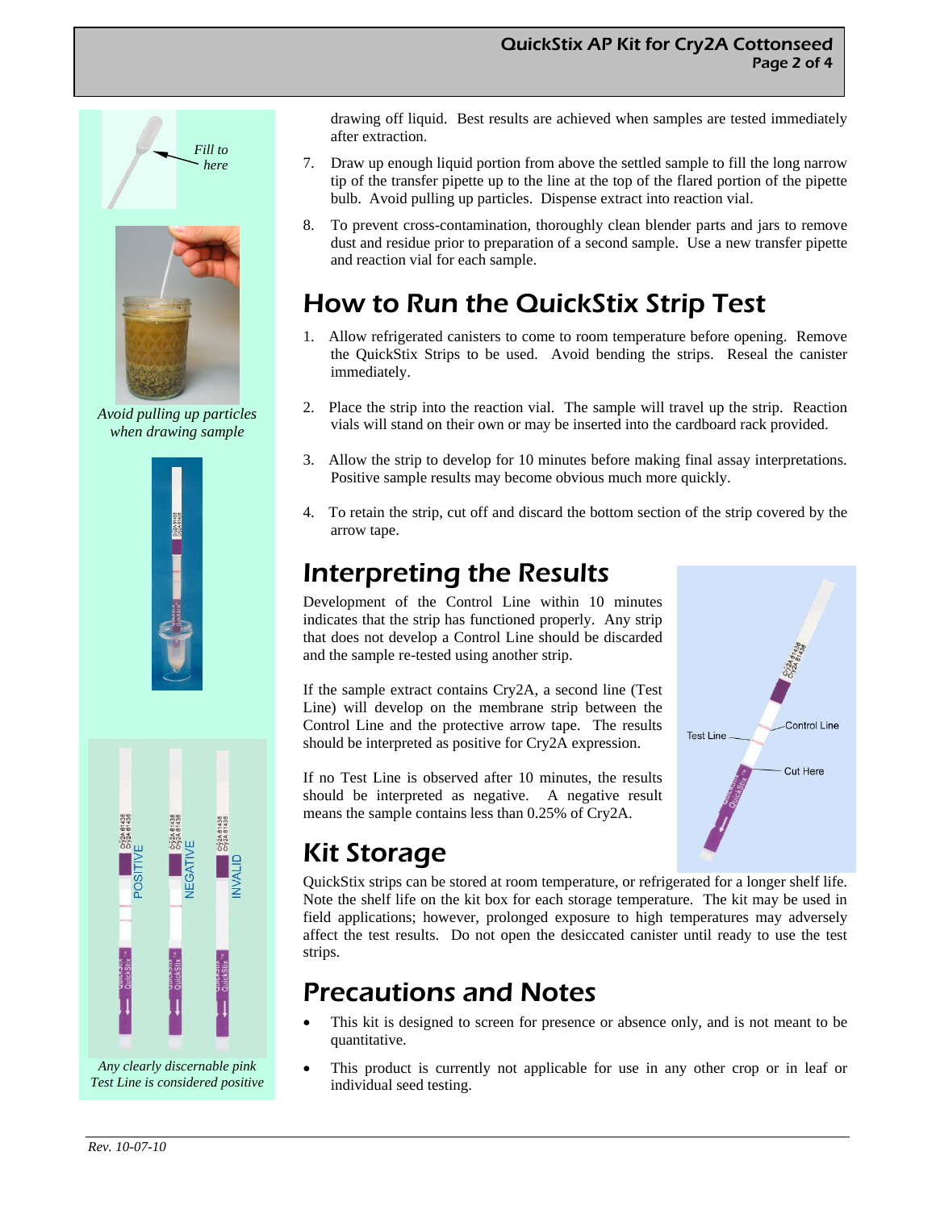drawing off liquid. Best results are achieved when samples are tested immediately after extraction.

7. Draw up enough liquid portion from above the settled sample to fill the long narrow tip of the transfer pipette up to the line at the top of the flared portion of the pipette bulb. Avoid pulling up particles. Dispense extract into reaction vial.

8. To prevent cross-contamination, thoroughly clean blender parts and jars to remove dust and residue prior to preparation of a second sample. Use a new transfer pipette and reaction vial for each sample.

*Fill to here*

*Avoid pulling up particles when drawing sample*

*Any clearly discernable pink Test Line is considered positive*

## How to Run the QuickStix Strip Test

1. Allow refrigerated canisters to come to room temperature before opening. Remove the QuickStix Strips to be used. Avoid bending the strips. Reseal the canister immediately.

2. Place the strip into the reaction vial. The sample will travel up the strip. Reaction vials will stand on their own or may be inserted into the cardboard rack provided.

3. Allow the strip to develop for 10 minutes before making final assay interpretations. Positive sample results may become obvious much more quickly.

4. To retain the strip, cut off and discard the bottom section of the strip covered by the arrow tape.

## Interpreting the Results

Development of the Control Line within 10 minutes indicates that the strip has functioned properly. Any strip that does not develop a Control Line should be discarded and the sample re-tested using another strip.

If the sample extract contains Cry2A, a second line (Test Line) will develop on the membrane strip between the Control Line and the protective arrow tape. The results should be interpreted as positive for Cry2A expression.

If no Test Line is observed after 10 minutes, the results should be interpreted as negative. A negative result means the sample contains less than 0.25% of Cry2A.

## Kit Storage

QuickStix strips can be stored at room temperature, or refrigerated for a longer shelf life. Note the shelf life on the kit box for each storage temperature. The kit may be used in field applications; however, prolonged exposure to high temperatures may adversely affect the test results. Do not open the desiccated canister until ready to use the test strips.

## Precautions and Notes

- This kit is designed to screen for presence or absence only, and is not meant to be quantitative.
- This product is currently not applicable for use in any other crop or in leaf or individual seed testing.

*Rev. 10-07-10*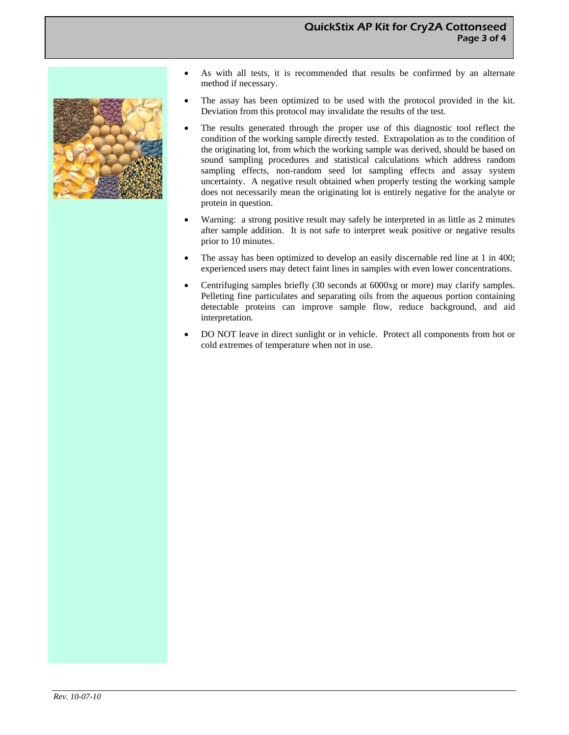- As with all tests, it is recommended that results be confirmed by an alternate method if necessary.
- The assay has been optimized to be used with the protocol provided in the kit. Deviation from this protocol may invalidate the results of the test.
- The results generated through the proper use of this diagnostic tool reflect the condition of the working sample directly tested. Extrapolation as to the condition of the originating lot, from which the working sample was derived, should be based on sound sampling procedures and statistical calculations which address random sampling effects, non-random seed lot sampling effects and assay system uncertainty. A negative result obtained when properly testing the working sample does not necessarily mean the originating lot is entirely negative for the analyte or protein in question.
- Warning: a strong positive result may safely be interpreted in as little as 2 minutes after sample addition. It is not safe to interpret weak positive or negative results prior to 10 minutes.
- The assay has been optimized to develop an easily discernable red line at 1 in 400; experienced users may detect faint lines in samples with even lower concentrations.
- Centrifuging samples briefly (30 seconds at 6000xg or more) may clarify samples. Pelleting fine particulates and separating oils from the aqueous portion containing detectable proteins can improve sample flow, reduce background, and aid interpretation.
- DO NOT leave in direct sunlight or in vehicle. Protect all components from hot or cold extremes of temperature when not in use.

*Rev. 10-07-10*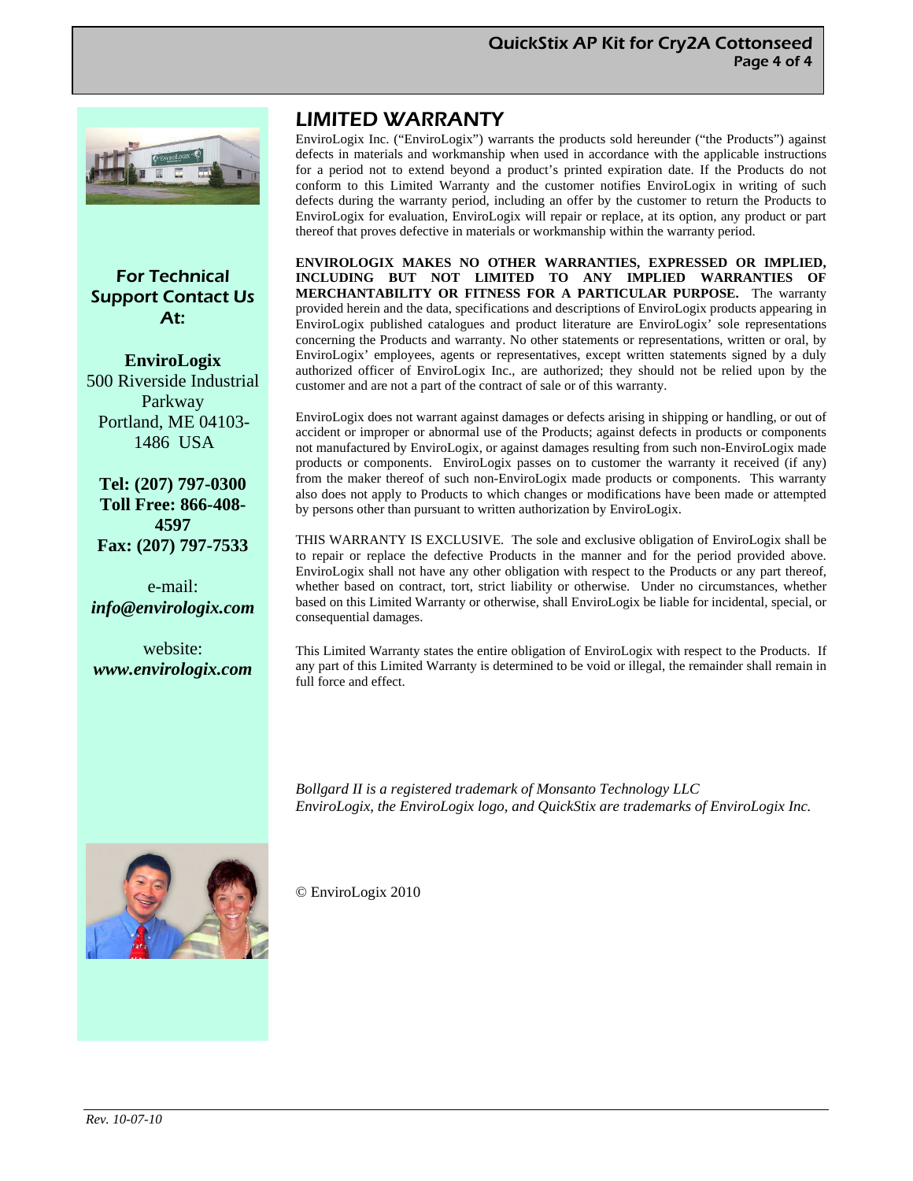## LIMITED WARRANTY

EnviroLogix Inc. ("EnviroLogix") warrants the products sold hereunder ("the Products") against defects in materials and workmanship when used in accordance with the applicable instructions for a period not to extend beyond a product's printed expiration date. If the Products do not conform to this Limited Warranty and the customer notifies EnviroLogix in writing of such defects during the warranty period, including an offer by the customer to return the Products to EnviroLogix for evaluation, EnviroLogix will repair or replace, at its option, any product or part thereof that proves defective in materials or workmanship within the warranty period.

**ENVIROLOGIX MAKES NO OTHER WARRANTIES, EXPRESSED OR IMPLIED, INCLUDING BUT NOT LIMITED TO ANY IMPLIED WARRANTIES OF MERCHANTABILITY OR FITNESS FOR A PARTICULAR PURPOSE.** The warranty provided herein and the data, specifications and descriptions of EnviroLogix products appearing in EnviroLogix published catalogues and product literature are EnviroLogix' sole representations concerning the Products and warranty. No other statements or representations, written or oral, by EnviroLogix' employees, agents or representatives, except written statements signed by a duly authorized officer of EnviroLogix Inc., are authorized; they should not be relied upon by the customer and are not a part of the contract of sale or of this warranty.

EnviroLogix does not warrant against damages or defects arising in shipping or handling, or out of accident or improper or abnormal use of the Products; against defects in products or components not manufactured by EnviroLogix, or against damages resulting from such non-EnviroLogix made products or components. EnviroLogix passes on to customer the warranty it received (if any) from the maker thereof of such non-EnviroLogix made products or components. This warranty also does not apply to Products to which changes or modifications have been made or attempted by persons other than pursuant to written authorization by EnviroLogix.

THIS WARRANTY IS EXCLUSIVE. The sole and exclusive obligation of EnviroLogix shall be to repair or replace the defective Products in the manner and for the period provided above. EnviroLogix shall not have any other obligation with respect to the Products or any part thereof, whether based on contract, tort, strict liability or otherwise. Under no circumstances, whether based on this Limited Warranty or otherwise, shall EnviroLogix be liable for incidental, special, or consequential damages.

This Limited Warranty states the entire obligation of EnviroLogix with respect to the Products. If any part of this Limited Warranty is determined to be void or illegal, the remainder shall remain in full force and effect.

*Bollgard II is a registered trademark of Monsanto Technology LLC*
*EnviroLogix, the EnviroLogix logo, and QuickStix are trademarks of EnviroLogix Inc.*

© EnviroLogix 2010

### For Technical Support Contact Us At:

**EnviroLogix**
500 Riverside Industrial Parkway
Portland, ME 04103-1486 USA

**Tel: (207) 797-0300**
**Toll Free: 866-408-4597**
**Fax: (207) 797-7533**

e-mail:
***info@envirologix.com***

website:
***www.envirologix.com***

*Rev. 10-07-10*